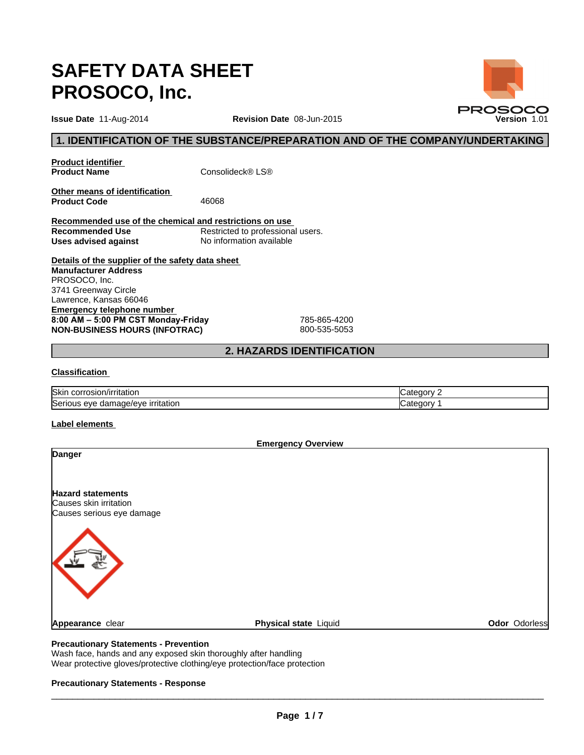# SAFETY DATA SHEET
# PROSOCO, Inc.

**Issue Date** 11-Aug-2014 **Revision Date** 08-Jun-2015 **Version** 1.01

## 1. IDENTIFICATION OF THE SUBSTANCE/PREPARATION AND OF THE COMPANY/UNDERTAKING

**Product identifier**

**Product Name** Consolideck® LS®

**Other means of identification**

**Product Code** 46068

**Recommended use of the chemical and restrictions on use**

**Recommended Use** Restricted to professional users.
**Uses advised against** No information available

**Details of the supplier of the safety data sheet**

**Manufacturer Address**
PROSOCO, Inc.
3741 Greenway Circle
Lawrence, Kansas 66046

**Emergency telephone number**

**8:00 AM – 5:00 PM CST Monday-Friday** 785-865-4200
**NON-BUSINESS HOURS (INFOTRAC)** 800-535-5053

## 2. HAZARDS IDENTIFICATION

**Classification**

| Skin corrosion/irritation | Category 2 |
|---|---|
| Serious eye damage/eye irritation | Category 1 |

**Label elements**

**Emergency Overview**

**Danger**

**Hazard statements**
Causes skin irritation
Causes serious eye damage

**Appearance** clear **Physical state** Liquid **Odor** Odorless

**Precautionary Statements - Prevention**
Wash face, hands and any exposed skin thoroughly after handling
Wear protective gloves/protective clothing/eye protection/face protection

**Precautionary Statements - Response**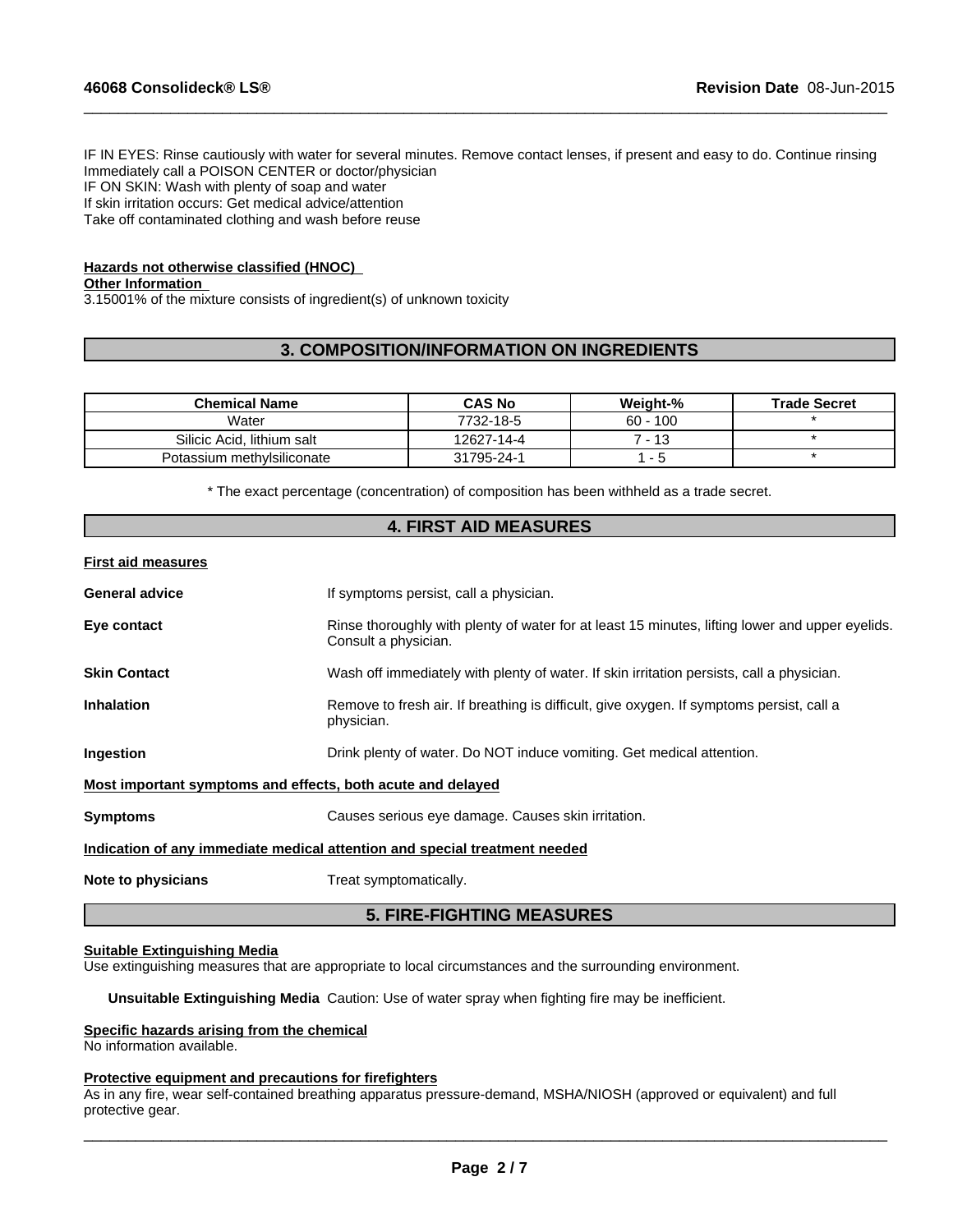IF IN EYES: Rinse cautiously with water for several minutes. Remove contact lenses, if present and easy to do. Continue rinsing
Immediately call a POISON CENTER or doctor/physician
IF ON SKIN: Wash with plenty of soap and water
If skin irritation occurs: Get medical advice/attention
Take off contaminated clothing and wash before reuse

**Hazards not otherwise classified (HNOC)**

**Other Information**

3.15001% of the mixture consists of ingredient(s) of unknown toxicity

## 3. COMPOSITION/INFORMATION ON INGREDIENTS

| Chemical Name | CAS No | Weight-% | Trade Secret |
|---|---|---|---|
| Water | 7732-18-5 | 60 - 100 | * |
| Silicic Acid, lithium salt | 12627-14-4 | 7 - 13 | * |
| Potassium methylsiliconate | 31795-24-1 | 1 - 5 | * |

* The exact percentage (concentration) of composition has been withheld as a trade secret.

## 4. FIRST AID MEASURES

**First aid measures**

**General advice** If symptoms persist, call a physician.

**Eye contact** Rinse thoroughly with plenty of water for at least 15 minutes, lifting lower and upper eyelids. Consult a physician.

**Skin Contact** Wash off immediately with plenty of water. If skin irritation persists, call a physician.

**Inhalation** Remove to fresh air. If breathing is difficult, give oxygen. If symptoms persist, call a physician.

**Ingestion** Drink plenty of water. Do NOT induce vomiting. Get medical attention.

**Most important symptoms and effects, both acute and delayed**

**Symptoms** Causes serious eye damage. Causes skin irritation.

**Indication of any immediate medical attention and special treatment needed**

**Note to physicians** Treat symptomatically.

## 5. FIRE-FIGHTING MEASURES

**Suitable Extinguishing Media**

Use extinguishing measures that are appropriate to local circumstances and the surrounding environment.

**Unsuitable Extinguishing Media** Caution: Use of water spray when fighting fire may be inefficient.

**Specific hazards arising from the chemical**

No information available.

**Protective equipment and precautions for firefighters**

As in any fire, wear self-contained breathing apparatus pressure-demand, MSHA/NIOSH (approved or equivalent) and full protective gear.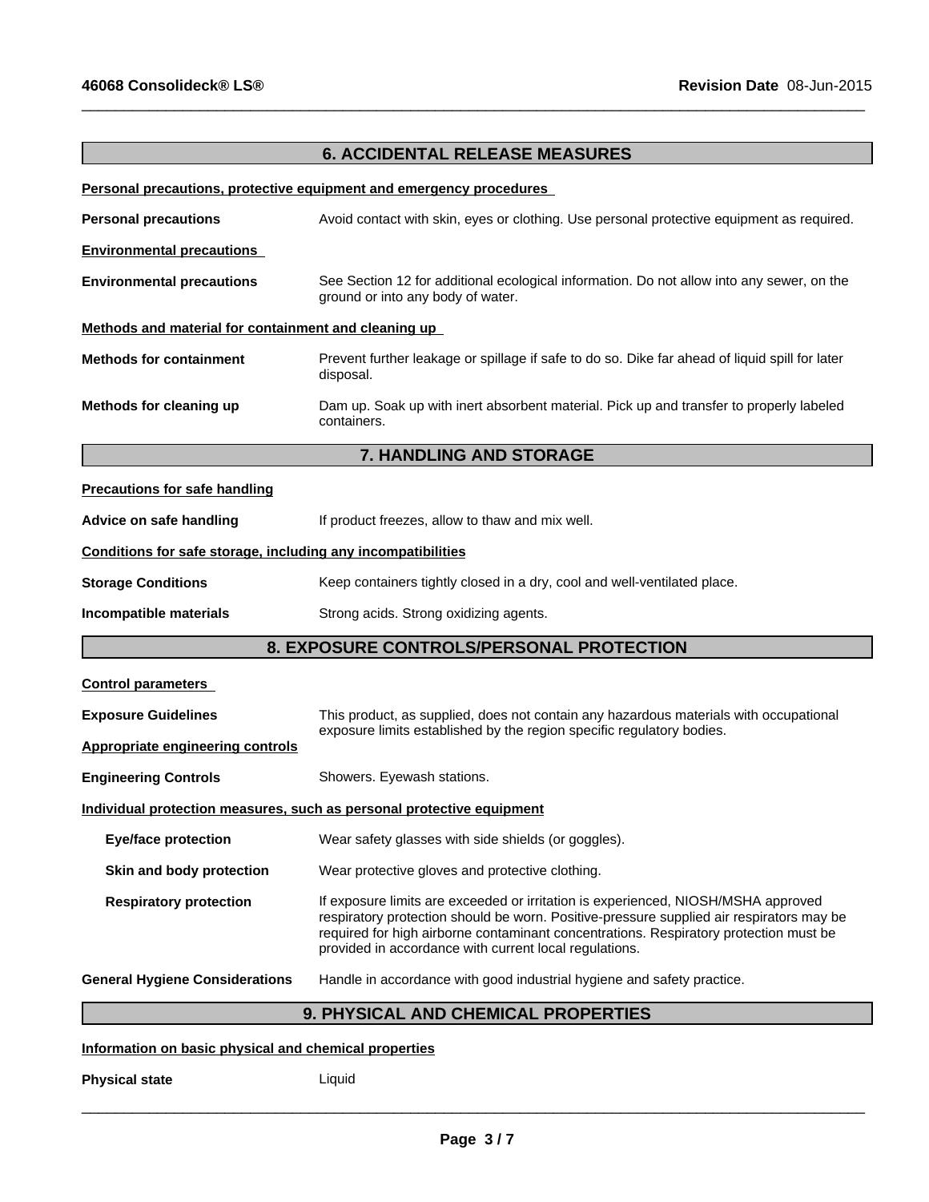## 6. ACCIDENTAL RELEASE MEASURES

**Personal precautions, protective equipment and emergency procedures**

**Personal precautions** Avoid contact with skin, eyes or clothing. Use personal protective equipment as required.

**Environmental precautions**

**Environmental precautions** See Section 12 for additional ecological information. Do not allow into any sewer, on the ground or into any body of water.

**Methods and material for containment and cleaning up**

**Methods for containment** Prevent further leakage or spillage if safe to do so. Dike far ahead of liquid spill for later disposal.

**Methods for cleaning up** Dam up. Soak up with inert absorbent material. Pick up and transfer to properly labeled containers.

## 7. HANDLING AND STORAGE

**Precautions for safe handling**

**Advice on safe handling** If product freezes, allow to thaw and mix well.

**Conditions for safe storage, including any incompatibilities**

**Storage Conditions** Keep containers tightly closed in a dry, cool and well-ventilated place.

**Incompatible materials** Strong acids. Strong oxidizing agents.

## 8. EXPOSURE CONTROLS/PERSONAL PROTECTION

**Control parameters**

**Exposure Guidelines** This product, as supplied, does not contain any hazardous materials with occupational exposure limits established by the region specific regulatory bodies.

**Appropriate engineering controls**

**Engineering Controls** Showers. Eyewash stations.

**Individual protection measures, such as personal protective equipment**

**Eye/face protection** Wear safety glasses with side shields (or goggles).

**Skin and body protection** Wear protective gloves and protective clothing.

**Respiratory protection** If exposure limits are exceeded or irritation is experienced, NIOSH/MSHA approved respiratory protection should be worn. Positive-pressure supplied air respirators may be required for high airborne contaminant concentrations. Respiratory protection must be provided in accordance with current local regulations.

**General Hygiene Considerations** Handle in accordance with good industrial hygiene and safety practice.

## 9. PHYSICAL AND CHEMICAL PROPERTIES

**Information on basic physical and chemical properties**

**Physical state** Liquid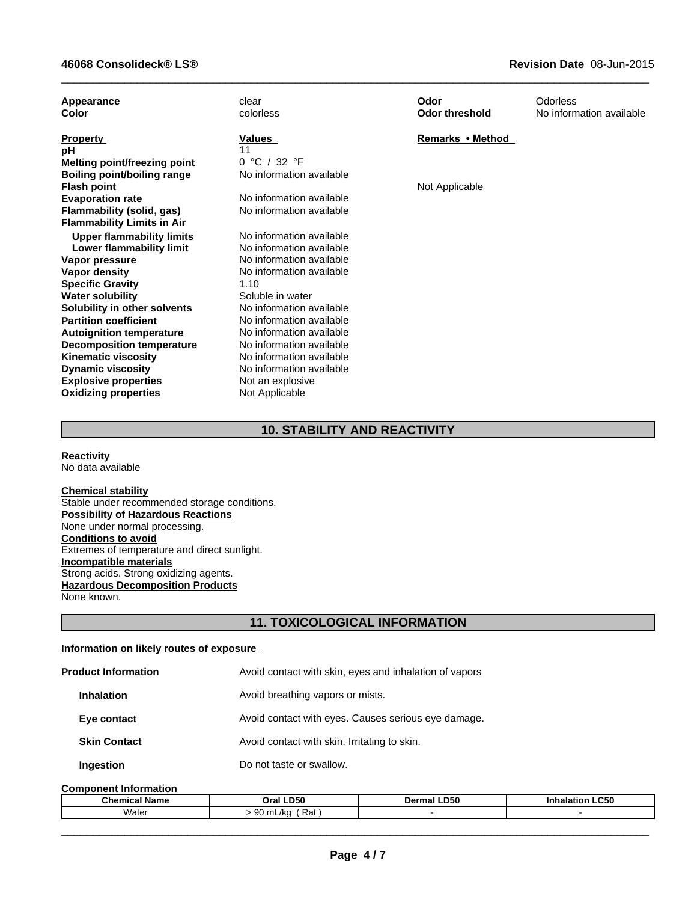| | | | |
|---|---|---|---|
| **Appearance** | clear | **Odor** | Odorless |
| **Color** | colorless | **Odor threshold** | No information available |

| **Property** | **Values** | **Remarks • Method** |
|---|---|---|
| **pH** | 11 | |
| **Melting point/freezing point** | 0 °C / 32 °F | |
| **Boiling point/boiling range** | No information available | |
| **Flash point** | | Not Applicable |
| **Evaporation rate** | No information available | |
| **Flammability (solid, gas)** | No information available | |
| **Flammability Limits in Air** | | |
| **Upper flammability limits** | No information available | |
| **Lower flammability limit** | No information available | |
| **Vapor pressure** | No information available | |
| **Vapor density** | No information available | |
| **Specific Gravity** | 1.10 | |
| **Water solubility** | Soluble in water | |
| **Solubility in other solvents** | No information available | |
| **Partition coefficient** | No information available | |
| **Autoignition temperature** | No information available | |
| **Decomposition temperature** | No information available | |
| **Kinematic viscosity** | No information available | |
| **Dynamic viscosity** | No information available | |
| **Explosive properties** | Not an explosive | |
| **Oxidizing properties** | Not Applicable | |

## 10. STABILITY AND REACTIVITY

**Reactivity**
No data available

**Chemical stability**
Stable under recommended storage conditions.

**Possibility of Hazardous Reactions**
None under normal processing.

**Conditions to avoid**
Extremes of temperature and direct sunlight.

**Incompatible materials**
Strong acids. Strong oxidizing agents.

**Hazardous Decomposition Products**
None known.

## 11. TOXICOLOGICAL INFORMATION

**Information on likely routes of exposure**

| | |
|---|---|
| **Product Information** | Avoid contact with skin, eyes and inhalation of vapors |
| **Inhalation** | Avoid breathing vapors or mists. |
| **Eye contact** | Avoid contact with eyes. Causes serious eye damage. |
| **Skin Contact** | Avoid contact with skin. Irritating to skin. |
| **Ingestion** | Do not taste or swallow. |

**Component Information**

| Chemical Name | Oral LD50 | Dermal LD50 | Inhalation LC50 |
|---|---|---|---|
| Water | > 90 mL/kg ( Rat ) | - | - |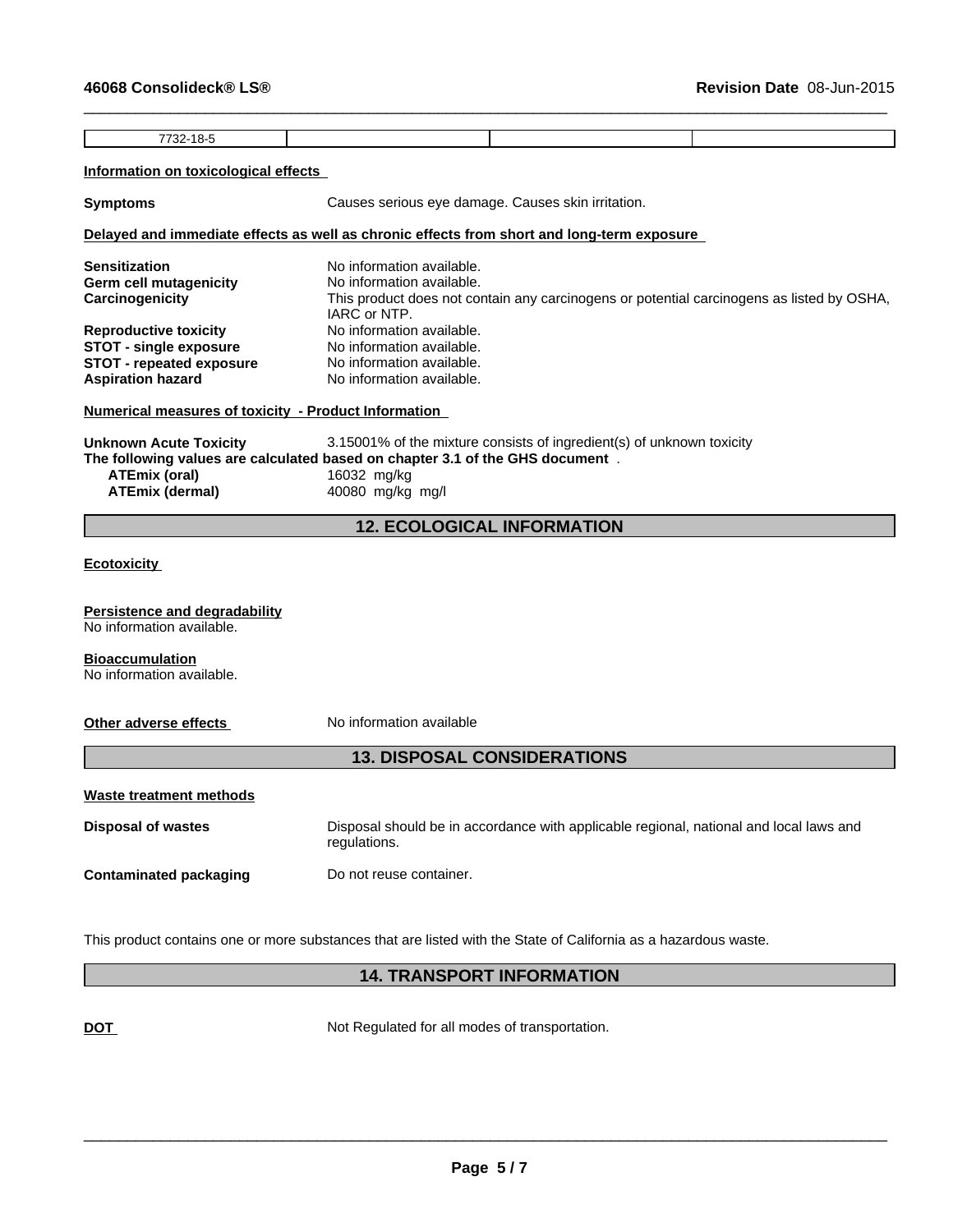| 7732-18-5 | | | |
|---|---|---|---|

**Information on toxicological effects**

**Symptoms** Causes serious eye damage. Causes skin irritation.

**Delayed and immediate effects as well as chronic effects from short and long-term exposure**

**Sensitization** No information available.
**Germ cell mutagenicity** No information available.
**Carcinogenicity** This product does not contain any carcinogens or potential carcinogens as listed by OSHA, IARC or NTP.
**Reproductive toxicity** No information available.
**STOT - single exposure** No information available.
**STOT - repeated exposure** No information available.
**Aspiration hazard** No information available.

**Numerical measures of toxicity - Product Information**

**Unknown Acute Toxicity** 3.15001% of the mixture consists of ingredient(s) of unknown toxicity
**The following values are calculated based on chapter 3.1 of the GHS document** .
**ATEmix (oral)** 16032 mg/kg
**ATEmix (dermal)** 40080 mg/kg mg/l

## 12. ECOLOGICAL INFORMATION

**Ecotoxicity**

**Persistence and degradability**
No information available.

**Bioaccumulation**
No information available.

**Other adverse effects** No information available

## 13. DISPOSAL CONSIDERATIONS

**Waste treatment methods**

**Disposal of wastes** Disposal should be in accordance with applicable regional, national and local laws and regulations.

**Contaminated packaging** Do not reuse container.

This product contains one or more substances that are listed with the State of California as a hazardous waste.

## 14. TRANSPORT INFORMATION

**DOT** Not Regulated for all modes of transportation.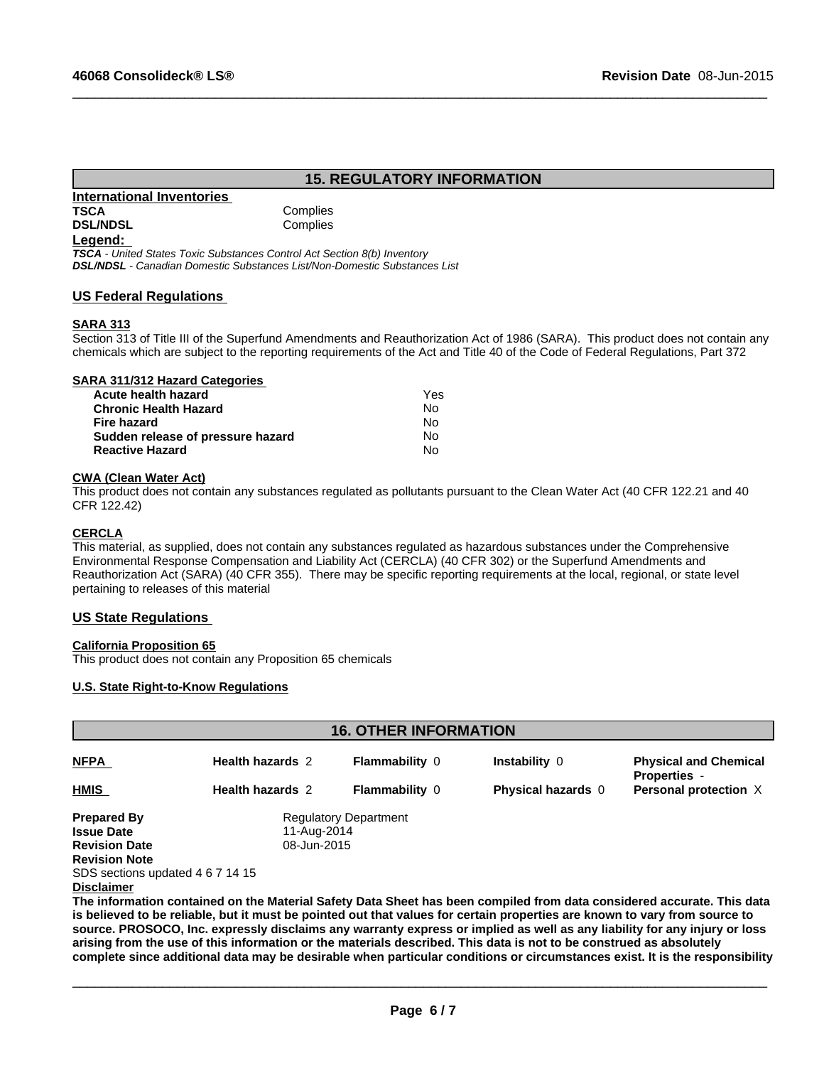## 15. REGULATORY INFORMATION

**International Inventories**

| | |
|---|---|
| **TSCA** | Complies |
| **DSL/NDSL** | Complies |

**Legend:**

***TSCA*** *- United States Toxic Substances Control Act Section 8(b) Inventory*
***DSL/NDSL*** *- Canadian Domestic Substances List/Non-Domestic Substances List*

### US Federal Regulations

**SARA 313**

Section 313 of Title III of the Superfund Amendments and Reauthorization Act of 1986 (SARA). This product does not contain any chemicals which are subject to the reporting requirements of the Act and Title 40 of the Code of Federal Regulations, Part 372

**SARA 311/312 Hazard Categories**

| | |
|---|---|
| **Acute health hazard** | Yes |
| **Chronic Health Hazard** | No |
| **Fire hazard** | No |
| **Sudden release of pressure hazard** | No |
| **Reactive Hazard** | No |

**CWA (Clean Water Act)**

This product does not contain any substances regulated as pollutants pursuant to the Clean Water Act (40 CFR 122.21 and 40 CFR 122.42)

**CERCLA**

This material, as supplied, does not contain any substances regulated as hazardous substances under the Comprehensive Environmental Response Compensation and Liability Act (CERCLA) (40 CFR 302) or the Superfund Amendments and Reauthorization Act (SARA) (40 CFR 355). There may be specific reporting requirements at the local, regional, or state level pertaining to releases of this material

### US State Regulations

**California Proposition 65**

This product does not contain any Proposition 65 chemicals

**U.S. State Right-to-Know Regulations**

## 16. OTHER INFORMATION

| | | | | |
|---|---|---|---|---|
| **NFPA** | **Health hazards** 2 | **Flammability** 0 | **Instability** 0 | **Physical and Chemical Properties** - |
| **HMIS** | **Health hazards** 2 | **Flammability** 0 | **Physical hazards** 0 | **Personal protection** X |

| | |
|---|---|
| **Prepared By** | Regulatory Department |
| **Issue Date** | 11-Aug-2014 |
| **Revision Date** | 08-Jun-2015 |

**Revision Note**

SDS sections updated 4 6 7 14 15

**Disclaimer**

**The information contained on the Material Safety Data Sheet has been compiled from data considered accurate. This data is believed to be reliable, but it must be pointed out that values for certain properties are known to vary from source to source. PROSOCO, Inc. expressly disclaims any warranty express or implied as well as any liability for any injury or loss arising from the use of this information or the materials described. This data is not to be construed as absolutely complete since additional data may be desirable when particular conditions or circumstances exist. It is the responsibility**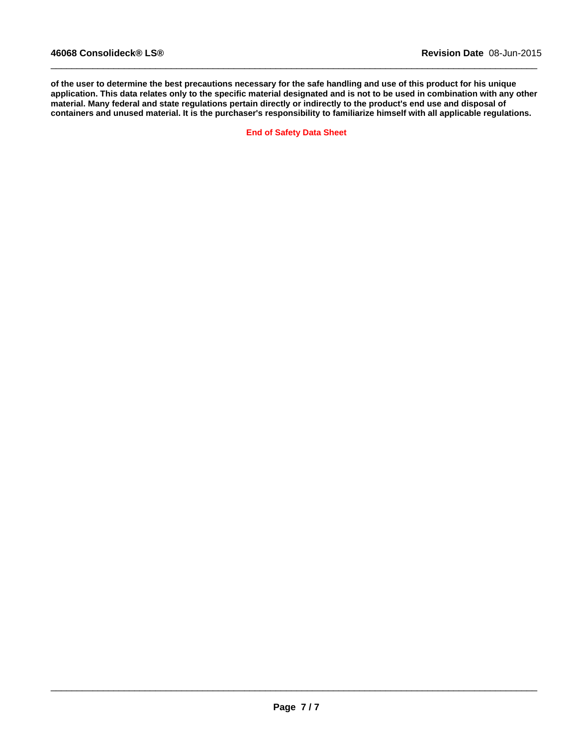**of the user to determine the best precautions necessary for the safe handling and use of this product for his unique application. This data relates only to the specific material designated and is not to be used in combination with any other material. Many federal and state regulations pertain directly or indirectly to the product's end use and disposal of containers and unused material. It is the purchaser's responsibility to familiarize himself with all applicable regulations.**

**End of Safety Data Sheet**